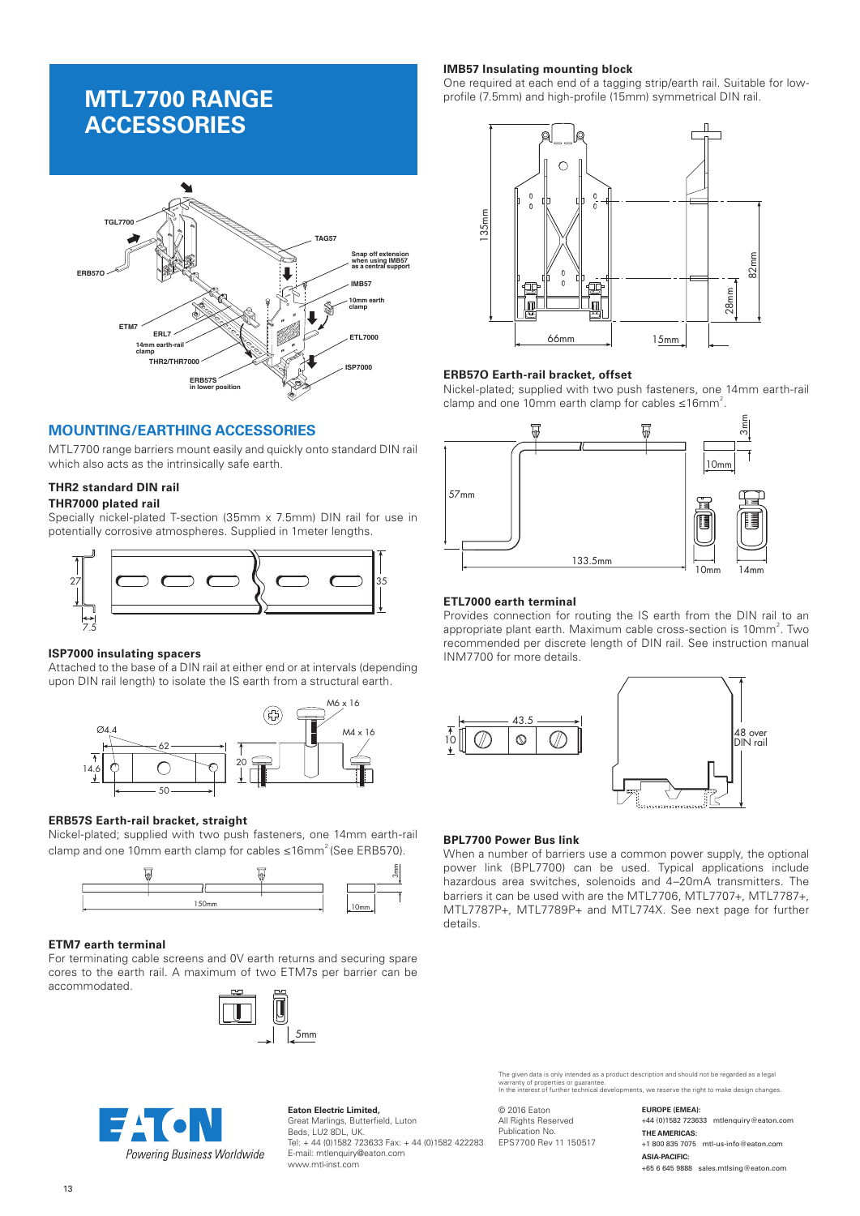# MTL7700 RANGE ACCESSORIES

## MOUNTING/EARTHING ACCESSORIES

MTL7700 range barriers mount easily and quickly onto standard DIN rail which also acts as the intrinsically safe earth.

### THR2 standard DIN rail

### THR7000 plated rail

Specially nickel-plated T-section (35mm x 7.5mm) DIN rail for use in potentially corrosive atmospheres. Supplied in 1meter lengths.

### ISP7000 insulating spacers

Attached to the base of a DIN rail at either end or at intervals (depending upon DIN rail length) to isolate the IS earth from a structural earth.

### ERB57S Earth-rail bracket, straight

Nickel-plated; supplied with two push fasteners, one 14mm earth-rail clamp and one 10mm earth clamp for cables ≤16mm² (See ERB57O).

### ETM7 earth terminal

For terminating cable screens and 0V earth returns and securing spare cores to the earth rail. A maximum of two ETM7s per barrier can be accommodated.

### IMB57 Insulating mounting block

One required at each end of a tagging strip/earth rail. Suitable for low-profile (7.5mm) and high-profile (15mm) symmetrical DIN rail.

### ERB57O Earth-rail bracket, offset

Nickel-plated; supplied with two push fasteners, one 14mm earth-rail clamp and one 10mm earth clamp for cables ≤16mm².

### ETL7000 earth terminal

Provides connection for routing the IS earth from the DIN rail to an appropriate plant earth. Maximum cable cross-section is 10mm². Two recommended per discrete length of DIN rail. See instruction manual INM7700 for more details.

### BPL7700 Power Bus link

When a number of barriers use a common power supply, the optional power link (BPL7700) can be used. Typical applications include hazardous area switches, solenoids and 4–20mA transmitters. The barriers it can be used with are the MTL7706, MTL7707+, MTL7787+, MTL7787P+, MTL7789P+ and MTL774X. See next page for further details.

The given data is only intended as a product description and should not be regarded as a legal warranty of properties or guarantee.
In the interest of further technical developments, we reserve the right to make design changes.

**Eaton Electric Limited,**
Great Marlings, Butterfield, Luton
Beds, LU2 8DL, UK.
Tel: + 44 (0)1582 723633 Fax: + 44 (0)1582 422283
E-mail: mtlenquiry@eaton.com
www.mtl-inst.com

© 2016 Eaton
All Rights Reserved
Publication No.
EPS7700 Rev 11 150517

**EUROPE (EMEA):**
+44 (0)1582 723633 mtlenquiry@eaton.com

**THE AMERICAS:**
+1 800 835 7075 mtl-us-info@eaton.com

**ASIA-PACIFIC:**
+65 6 645 9888 sales.mtlsing@eaton.com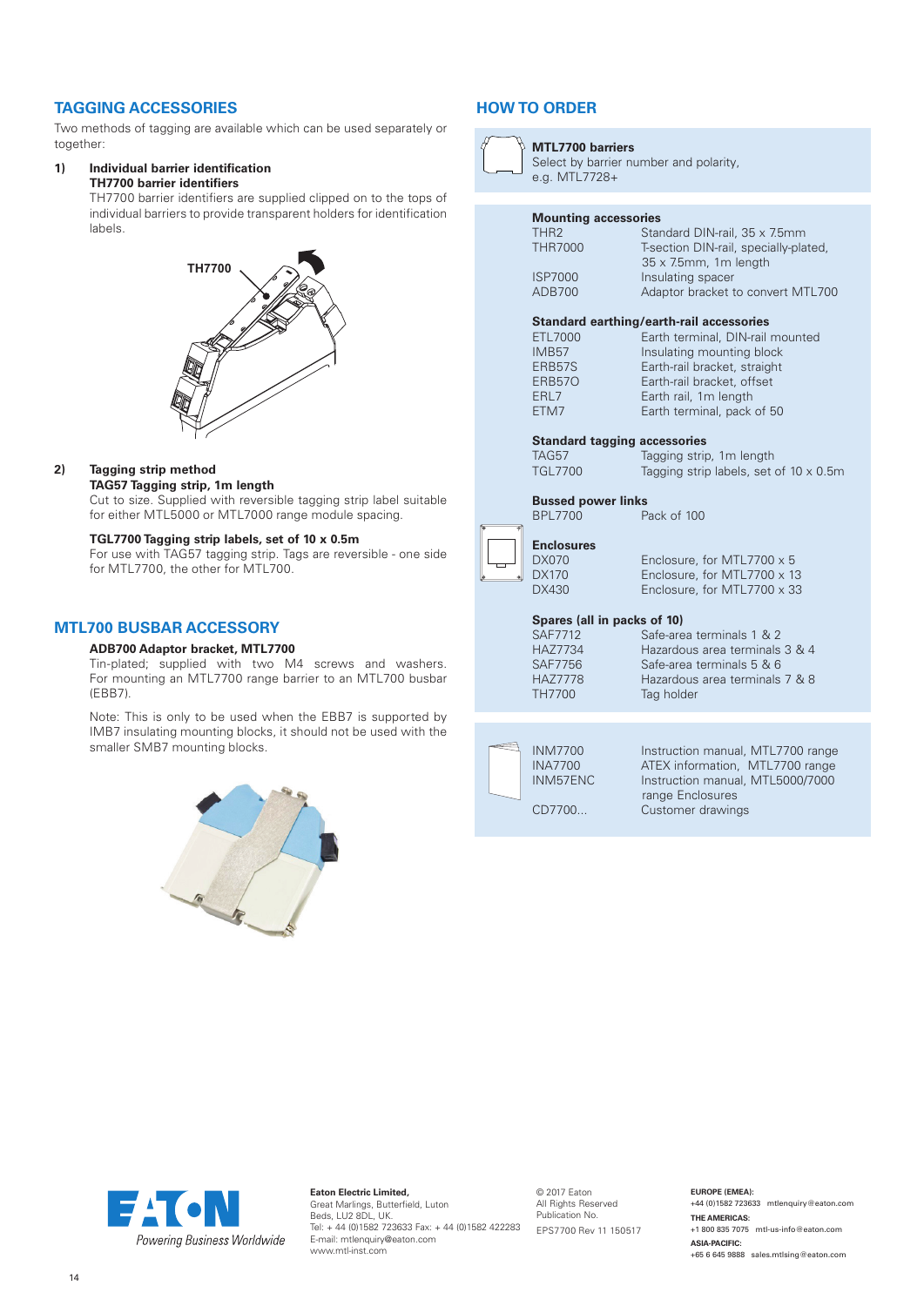## TAGGING ACCESSORIES

Two methods of tagging are available which can be used separately or together:

**1) Individual barrier identification**
**TH7700 barrier identifiers**

TH7700 barrier identifiers are supplied clipped on to the tops of individual barriers to provide transparent holders for identification labels.

TH7700

**2) Tagging strip method**
**TAG57 Tagging strip, 1m length**

Cut to size. Supplied with reversible tagging strip label suitable for either MTL5000 or MTL7000 range module spacing.

**TGL7700 Tagging strip labels, set of 10 x 0.5m**

For use with TAG57 tagging strip. Tags are reversible - one side for MTL7700, the other for MTL700.

## MTL700 BUSBAR ACCESSORY

**ADB700 Adaptor bracket, MTL7700**

Tin-plated; supplied with two M4 screws and washers. For mounting an MTL7700 range barrier to an MTL700 busbar (EBB7).

Note: This is only to be used when the EBB7 is supported by IMB7 insulating mounting blocks, it should not be used with the smaller SMB7 mounting blocks.

## HOW TO ORDER

**MTL7700 barriers**
Select by barrier number and polarity, e.g. MTL7728+

**Mounting accessories**

| | |
|---|---|
| THR2 | Standard DIN-rail, 35 x 7.5mm |
| THR7000 | T-section DIN-rail, specially-plated, 35 x 7.5mm, 1m length |
| ISP7000 | Insulating spacer |
| ADB700 | Adaptor bracket to convert MTL700 |

**Standard earthing/earth-rail accessories**

| | |
|---|---|
| ETL7000 | Earth terminal, DIN-rail mounted |
| IMB57 | Insulating mounting block |
| ERB57S | Earth-rail bracket, straight |
| ERB57O | Earth-rail bracket, offset |
| ERL7 | Earth rail, 1m length |
| ETM7 | Earth terminal, pack of 50 |

**Standard tagging accessories**

| | |
|---|---|
| TAG57 | Tagging strip, 1m length |
| TGL7700 | Tagging strip labels, set of 10 x 0.5m |

**Bussed power links**

| | |
|---|---|
| BPL7700 | Pack of 100 |

**Enclosures**

| | |
|---|---|
| DX070 | Enclosure, for MTL7700 x 5 |
| DX170 | Enclosure, for MTL7700 x 13 |
| DX430 | Enclosure, for MTL7700 x 33 |

**Spares (all in packs of 10)**

| | |
|---|---|
| SAF7712 | Safe-area terminals 1 & 2 |
| HAZ7734 | Hazardous area terminals 3 & 4 |
| SAF7756 | Safe-area terminals 5 & 6 |
| HAZ7778 | Hazardous area terminals 7 & 8 |
| TH7700 | Tag holder |

| | |
|---|---|
| INM7700 | Instruction manual, MTL7700 range |
| INA7700 | ATEX information, MTL7700 range |
| INM57ENC | Instruction manual, MTL5000/7000 range Enclosures |
| CD7700... | Customer drawings |

EATON
Powering Business Worldwide

**Eaton Electric Limited,**
Great Marlings, Butterfield, Luton
Beds, LU2 8DL, UK.
Tel: + 44 (0)1582 723633 Fax: + 44 (0)1582 422283
E-mail: mtlenquiry@eaton.com
www.mtl-inst.com

© 2017 Eaton
All Rights Reserved
Publication No.
EPS7700 Rev 11 150517

**EUROPE (EMEA):**
+44 (0)1582 723633 mtlenquiry@eaton.com

**THE AMERICAS:**
+1 800 835 7075 mtl-us-info@eaton.com

**ASIA-PACIFIC:**
+65 6 645 9888 sales.mtlsing@eaton.com